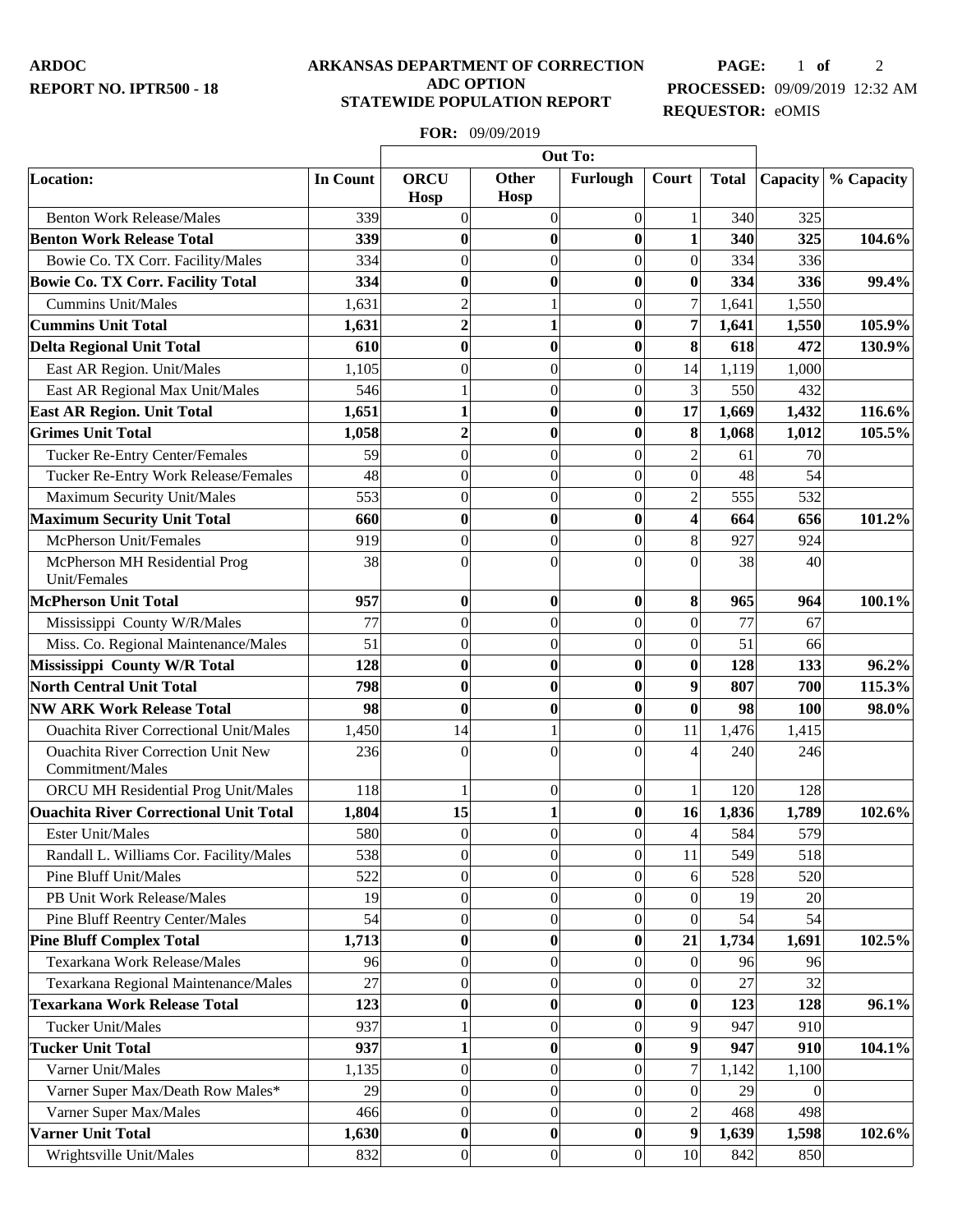**ARDOC**
**REPORT NO. IPTR500 - 18**

**ARKANSAS DEPARTMENT OF CORRECTION**
**ADC OPTION**
**STATEWIDE POPULATION REPORT**

**PROCESSED:** 09/09/2019 12:32 AM
**REQUESTOR:** eOMIS

**FOR:** 09/09/2019

| Location: | In Count | Out To: | | | | Total | Capacity | % Capacity |
|---|---|---|---|---|---|---|---|---|
| | | ORCU Hosp | Other Hosp | Furlough | Court | | | |
| Benton Work Release/Males | 339 | 0 | 0 | 0 | 1 | 340 | 325 | |
| **Benton Work Release Total** | **339** | **0** | **0** | **0** | **1** | **340** | **325** | **104.6%** |
| Bowie Co. TX Corr. Facility/Males | 334 | 0 | 0 | 0 | 0 | 334 | 336 | |
| **Bowie Co. TX Corr. Facility Total** | **334** | **0** | **0** | **0** | **0** | **334** | **336** | **99.4%** |
| Cummins Unit/Males | 1,631 | 2 | 1 | 0 | 7 | 1,641 | 1,550 | |
| **Cummins Unit Total** | **1,631** | **2** | **1** | **0** | **7** | **1,641** | **1,550** | **105.9%** |
| **Delta Regional Unit Total** | **610** | **0** | **0** | **0** | **8** | **618** | **472** | **130.9%** |
| East AR Region. Unit/Males | 1,105 | 0 | 0 | 0 | 14 | 1,119 | 1,000 | |
| East AR Regional Max Unit/Males | 546 | 1 | 0 | 0 | 3 | 550 | 432 | |
| **East AR Region. Unit Total** | **1,651** | **1** | **0** | **0** | **17** | **1,669** | **1,432** | **116.6%** |
| **Grimes Unit Total** | **1,058** | **2** | **0** | **0** | **8** | **1,068** | **1,012** | **105.5%** |
| Tucker Re-Entry Center/Females | 59 | 0 | 0 | 0 | 2 | 61 | 70 | |
| Tucker Re-Entry Work Release/Females | 48 | 0 | 0 | 0 | 0 | 48 | 54 | |
| Maximum Security Unit/Males | 553 | 0 | 0 | 0 | 2 | 555 | 532 | |
| **Maximum Security Unit Total** | **660** | **0** | **0** | **0** | **4** | **664** | **656** | **101.2%** |
| McPherson Unit/Females | 919 | 0 | 0 | 0 | 8 | 927 | 924 | |
| McPherson MH Residential Prog Unit/Females | 38 | 0 | 0 | 0 | 0 | 38 | 40 | |
| **McPherson Unit Total** | **957** | **0** | **0** | **0** | **8** | **965** | **964** | **100.1%** |
| Mississippi County W/R/Males | 77 | 0 | 0 | 0 | 0 | 77 | 67 | |
| Miss. Co. Regional Maintenance/Males | 51 | 0 | 0 | 0 | 0 | 51 | 66 | |
| **Mississippi County W/R Total** | **128** | **0** | **0** | **0** | **0** | **128** | **133** | **96.2%** |
| **North Central Unit Total** | **798** | **0** | **0** | **0** | **9** | **807** | **700** | **115.3%** |
| **NW ARK Work Release Total** | **98** | **0** | **0** | **0** | **0** | **98** | **100** | **98.0%** |
| Ouachita River Correctional Unit/Males | 1,450 | 14 | 1 | 0 | 11 | 1,476 | 1,415 | |
| Ouachita River Correction Unit New Commitment/Males | 236 | 0 | 0 | 0 | 4 | 240 | 246 | |
| ORCU MH Residential Prog Unit/Males | 118 | 1 | 0 | 0 | 1 | 120 | 128 | |
| **Ouachita River Correctional Unit Total** | **1,804** | **15** | **1** | **0** | **16** | **1,836** | **1,789** | **102.6%** |
| Ester Unit/Males | 580 | 0 | 0 | 0 | 4 | 584 | 579 | |
| Randall L. Williams Cor. Facility/Males | 538 | 0 | 0 | 0 | 11 | 549 | 518 | |
| Pine Bluff Unit/Males | 522 | 0 | 0 | 0 | 6 | 528 | 520 | |
| PB Unit Work Release/Males | 19 | 0 | 0 | 0 | 0 | 19 | 20 | |
| Pine Bluff Reentry Center/Males | 54 | 0 | 0 | 0 | 0 | 54 | 54 | |
| **Pine Bluff Complex Total** | **1,713** | **0** | **0** | **0** | **21** | **1,734** | **1,691** | **102.5%** |
| Texarkana Work Release/Males | 96 | 0 | 0 | 0 | 0 | 96 | 96 | |
| Texarkana Regional Maintenance/Males | 27 | 0 | 0 | 0 | 0 | 27 | 32 | |
| **Texarkana Work Release Total** | **123** | **0** | **0** | **0** | **0** | **123** | **128** | **96.1%** |
| Tucker Unit/Males | 937 | 1 | 0 | 0 | 9 | 947 | 910 | |
| **Tucker Unit Total** | **937** | **1** | **0** | **0** | **9** | **947** | **910** | **104.1%** |
| Varner Unit/Males | 1,135 | 0 | 0 | 0 | 7 | 1,142 | 1,100 | |
| Varner Super Max/Death Row Males* | 29 | 0 | 0 | 0 | 0 | 29 | 0 | |
| Varner Super Max/Males | 466 | 0 | 0 | 0 | 2 | 468 | 498 | |
| **Varner Unit Total** | **1,630** | **0** | **0** | **0** | **9** | **1,639** | **1,598** | **102.6%** |
| Wrightsville Unit/Males | 832 | 0 | 0 | 0 | 10 | 842 | 850 | |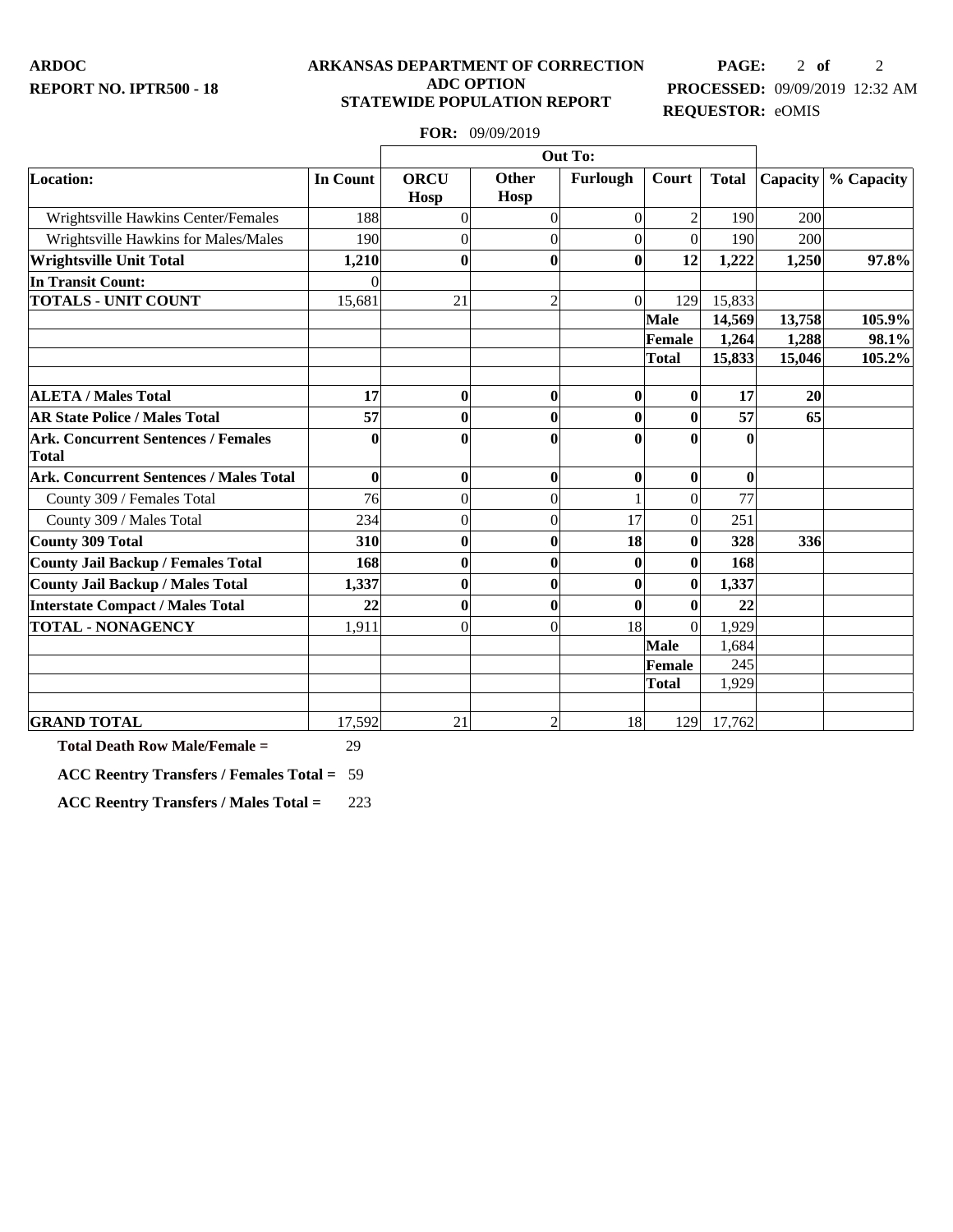**ARDOC**
**REPORT NO. IPTR500 - 18**

**ARKANSAS DEPARTMENT OF CORRECTION**
**ADC OPTION**
**STATEWIDE POPULATION REPORT**

**PAGE:** 2 **of** 2
**PROCESSED:** 09/09/2019 12:32 AM
**REQUESTOR:** eOMIS

**FOR:** 09/09/2019

| | | Out To: | | | | | | |
|---|---|---|---|---|---|---|---|---|
| **Location:** | **In Count** | **ORCU Hosp** | **Other Hosp** | **Furlough** | **Court** | **Total** | **Capacity** | **% Capacity** |
| Wrightsville Hawkins Center/Females | 188 | 0 | 0 | 0 | 2 | 190 | 200 | |
| Wrightsville Hawkins for Males/Males | 190 | 0 | 0 | 0 | 0 | 190 | 200 | |
| **Wrightsville Unit Total** | **1,210** | **0** | **0** | **0** | **12** | **1,222** | **1,250** | **97.8%** |
| **In Transit Count:** | 0 | | | | | | | |
| **TOTALS - UNIT COUNT** | 15,681 | 21 | 2 | 0 | 129 | 15,833 | | |
| | | | | | **Male** | **14,569** | **13,758** | **105.9%** |
| | | | | | **Female** | **1,264** | **1,288** | **98.1%** |
| | | | | | **Total** | **15,833** | **15,046** | **105.2%** |
| | | | | | | | | |
| **ALETA / Males Total** | **17** | **0** | **0** | **0** | **0** | **17** | **20** | |
| **AR State Police / Males Total** | **57** | **0** | **0** | **0** | **0** | **57** | **65** | |
| **Ark. Concurrent Sentences / Females Total** | **0** | **0** | **0** | **0** | **0** | **0** | | |
| **Ark. Concurrent Sentences / Males Total** | **0** | **0** | **0** | **0** | **0** | **0** | | |
| County 309 / Females Total | 76 | 0 | 0 | 1 | 0 | 77 | | |
| County 309 / Males Total | 234 | 0 | 0 | 17 | 0 | 251 | | |
| **County 309 Total** | **310** | **0** | **0** | **18** | **0** | **328** | **336** | |
| **County Jail Backup / Females Total** | **168** | **0** | **0** | **0** | **0** | **168** | | |
| **County Jail Backup / Males Total** | **1,337** | **0** | **0** | **0** | **0** | **1,337** | | |
| **Interstate Compact / Males Total** | **22** | **0** | **0** | **0** | **0** | **22** | | |
| **TOTAL - NONAGENCY** | 1,911 | 0 | 0 | 18 | 0 | 1,929 | | |
| | | | | | **Male** | 1,684 | | |
| | | | | | **Female** | 245 | | |
| | | | | | **Total** | 1,929 | | |
| | | | | | | | | |
| **GRAND TOTAL** | 17,592 | 21 | 2 | 18 | 129 | 17,762 | | |

**Total Death Row Male/Female =** 29

**ACC Reentry Transfers / Females Total =** 59

**ACC Reentry Transfers / Males Total =** 223